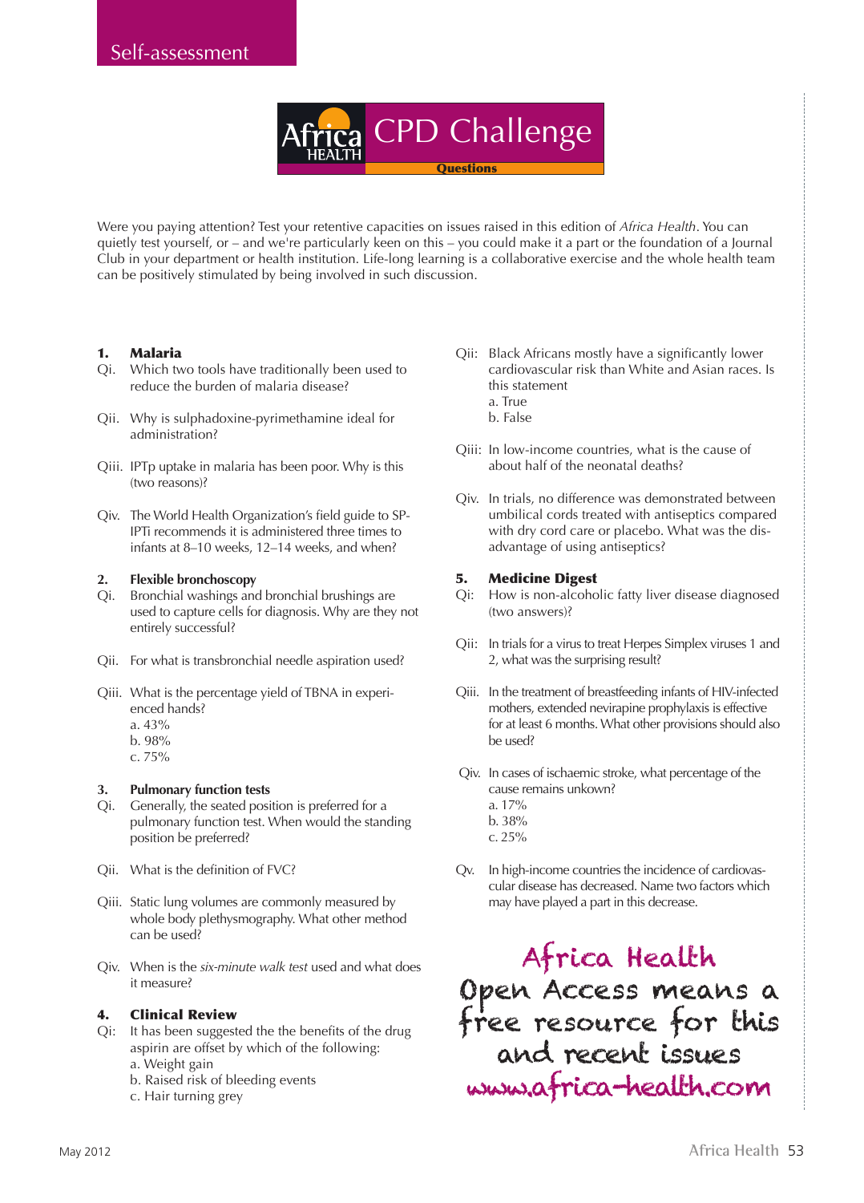# CPD Challenge

**Questions**

Were you paying attention? Test your retentive capacities on issues raised in this edition of *Africa Health*. You can quietly test yourself, or – and we're particularly keen on this – you could make it a part or the foundation of a Journal Club in your department or health institution. Life-long learning is a collaborative exercise and the whole health team can be positively stimulated by being involved in such discussion.

## 1. Malaria

Qi. Which two tools have traditionally been used to reduce the burden of malaria disease?

Qii. Why is sulphadoxine-pyrimethamine ideal for administration?

Qiii. IPTp uptake in malaria has been poor. Why is this (two reasons)?

Qiv. The World Health Organization's field guide to SP-IPTi recommends it is administered three times to infants at 8–10 weeks, 12–14 weeks, and when?

## 2. Flexible bronchoscopy

Qi. Bronchial washings and bronchial brushings are used to capture cells for diagnosis. Why are they not entirely successful?

Qii. For what is transbronchial needle aspiration used?

Qiii. What is the percentage yield of TBNA in experienced hands?
a. 43%
b. 98%
c. 75%

## 3. Pulmonary function tests

Qi. Generally, the seated position is preferred for a pulmonary function test. When would the standing position be preferred?

Qii. What is the definition of FVC?

Qiii. Static lung volumes are commonly measured by whole body plethysmography. What other method can be used?

Qiv. When is the *six-minute walk test* used and what does it measure?

## 4. Clinical Review

Qi: It has been suggested the benefits of the drug aspirin are offset by which of the following:
a. Weight gain
b. Raised risk of bleeding events
c. Hair turning grey

Qii: Black Africans mostly have a significantly lower cardiovascular risk than White and Asian races. Is this statement
a. True
b. False

Qiii: In low-income countries, what is the cause of about half of the neonatal deaths?

Qiv. In trials, no difference was demonstrated between umbilical cords treated with antiseptics compared with dry cord care or placebo. What was the disadvantage of using antiseptics?

## 5. Medicine Digest

Qi: How is non-alcoholic fatty liver disease diagnosed (two answers)?

Qii: In trials for a virus to treat Herpes Simplex viruses 1 and 2, what was the surprising result?

Qiii. In the treatment of breastfeeding infants of HIV-infected mothers, extended nevirapine prophylaxis is effective for at least 6 months. What other provisions should also be used?

Qiv. In cases of ischaemic stroke, what percentage of the cause remains unkown?
a. 17%
b. 38%
c. 25%

Qv. In high-income countries the incidence of cardiovascular disease has decreased. Name two factors which may have played a part in this decrease.

Africa Health Open Access means a free resource for this and recent issues
www.africa-health.com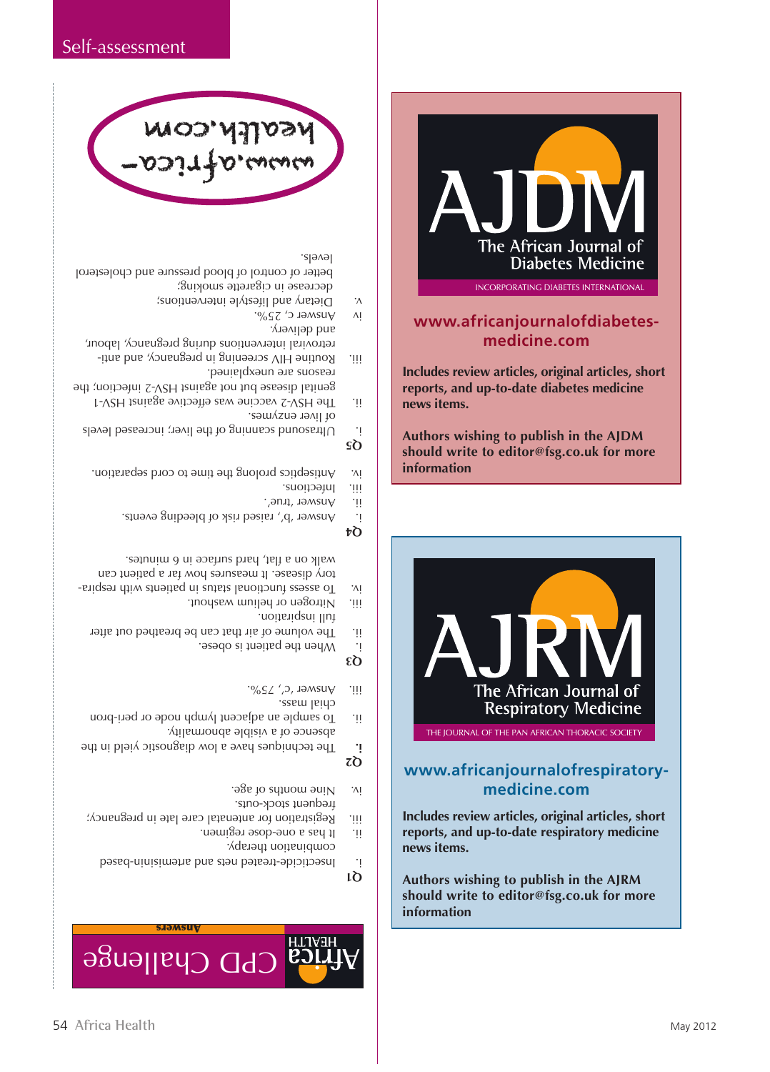Self-assessment

# CPD Challenge

**Answers**

### Q1

i. Insecticide-treated nets and artemisinin-based combination therapy.
ii. It has a one-dose regimen.
iii. Registration for antenatal care late in pregnancy; frequent stock-outs.
iv. Nine months of age.

### Q2

i. The techniques have a low diagnostic yield in the absence of a visible abnormality.
ii. To sample an adjacent lymph node or peri-bronchial mass.
iii. Answer 'c', 75%.

### Q3

i. When the patient is obese.
ii. The volume of air that can be breathed out after full inspiration.
iii. Nitrogen or helium washout.
iv. To assess functional status in patients with respiratory disease. It measures how far a patient can walk on a flat, hard surface in 6 minutes.

### Q4

i. Answer 'b', raised risk of bleeding events.
ii. Answer 'true'.
iii. Infections.
iv. Antiseptics prolong the time to cord separation.

### Q5

i. Ultrasound scanning of the liver; increased levels of liver enzymes.
ii. The HSV-2 vaccine was effective against HSV-1 genital disease but not against HSV-2 infection; the reasons are unexplained.
iii. Routine HIV screening in pregnancy, and anti-retroviral interventions during pregnancy, labour, and delivery.
iv. Answer c, 25%.
v. Dietary and lifestyle interventions; decrease in cigarette smoking; better of control of blood pressure and cholesterol levels.

www.africa-health.com

AJDM
The African Journal of Diabetes Medicine
INCORPORATING DIABETES INTERNATIONAL

**www.africanjournalofdiabetes-medicine.com**

**Includes review articles, original articles, short reports, and up-to-date diabetes medicine news items.**

**Authors wishing to publish in the AJDM should write to editor@fsg.co.uk for more information**

AJRM
The African Journal of Respiratory Medicine
THE JOURNAL OF THE PAN AFRICAN THORACIC SOCIETY

**www.africanjournalofrespiratory-medicine.com**

**Includes review articles, original articles, short reports, and up-to-date respiratory medicine news items.**

**Authors wishing to publish in the AJRM should write to editor@fsg.co.uk for more information**